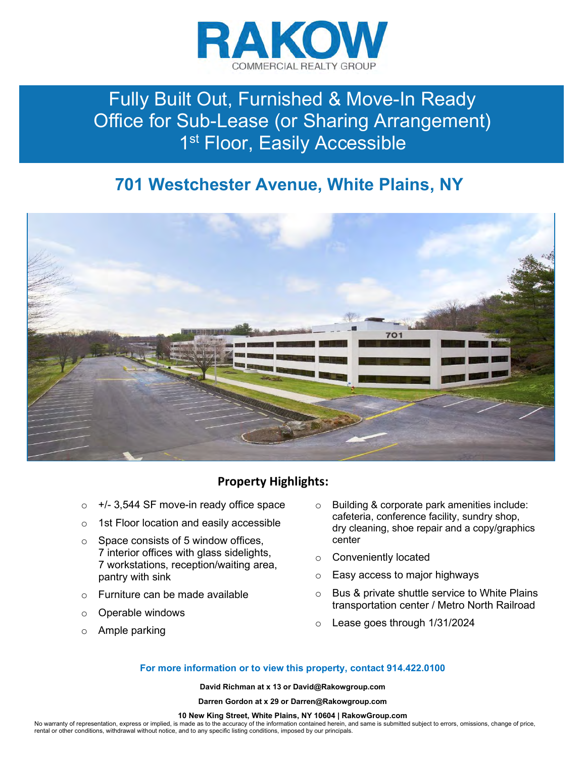RAKOW
COMMERCIAL REALTY GROUP

# Fully Built Out, Furnished & Move-In Ready Office for Sub-Lease (or Sharing Arrangement) 1st Floor, Easily Accessible

## 701 Westchester Avenue, White Plains, NY

### Property Highlights:

- +/- 3,544 SF move-in ready office space
- 1st Floor location and easily accessible
- Space consists of 5 window offices, 7 interior offices with glass sidelights, 7 workstations, reception/waiting area, pantry with sink
- Furniture can be made available
- Operable windows
- Ample parking
- Building & corporate park amenities include: cafeteria, conference facility, sundry shop, dry cleaning, shoe repair and a copy/graphics center
- Conveniently located
- Easy access to major highways
- Bus & private shuttle service to White Plains transportation center / Metro North Railroad
- Lease goes through 1/31/2024

**For more information or to view this property, contact 914.422.0100**

**David Richman at x 13 or David@Rakowgroup.com**

**Darren Gordon at x 29 or Darren@Rakowgroup.com**

**10 New King Street, White Plains, NY 10604 | RakowGroup.com**

No warranty of representation, express or implied, is made as to the accuracy of the information contained herein, and same is submitted subject to errors, omissions, change of price, rental or other conditions, withdrawal without notice, and to any specific listing conditions, imposed by our principals.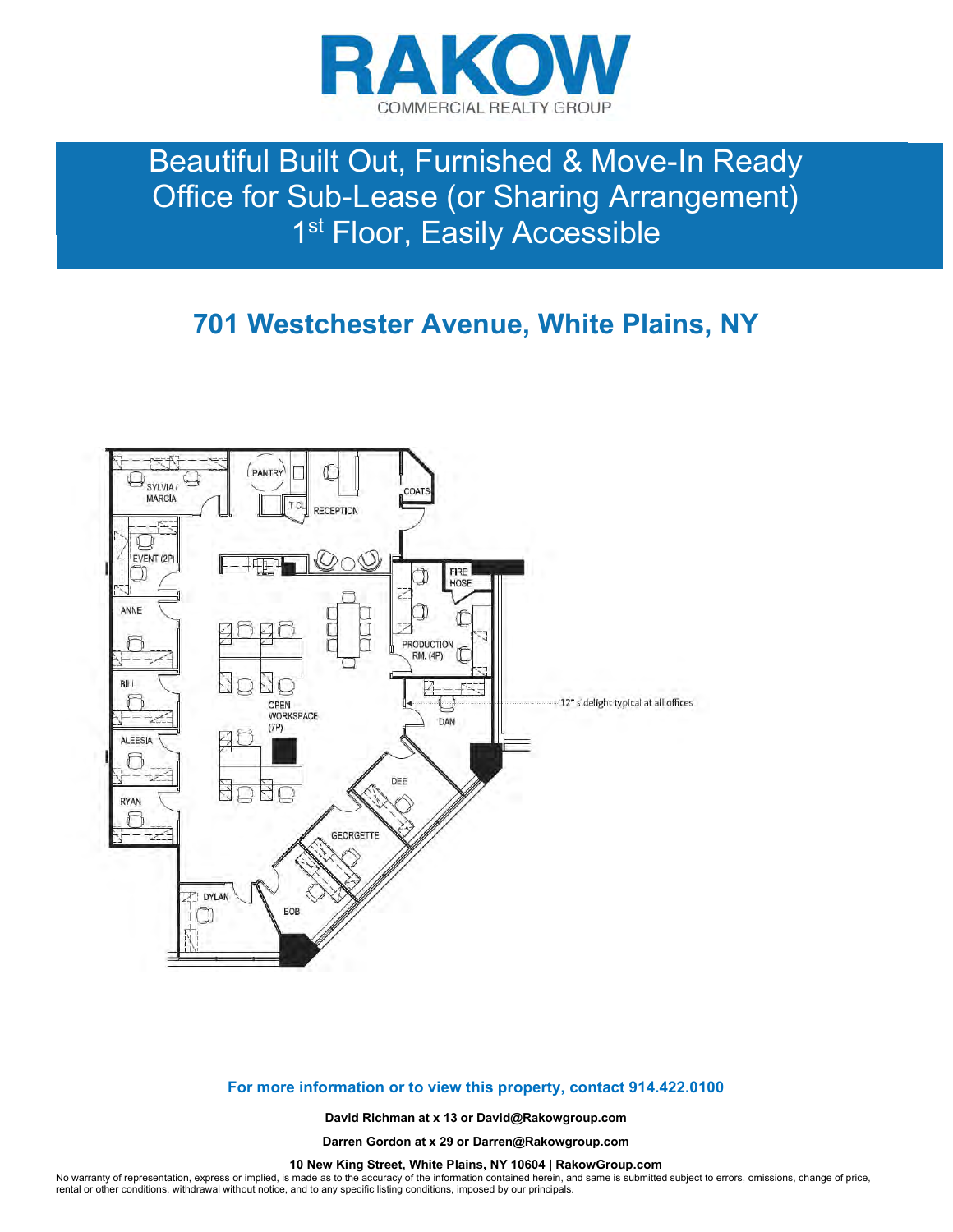# RAKOW

COMMERCIAL REALTY GROUP

## Beautiful Built Out, Furnished & Move-In Ready Office for Sub-Lease (or Sharing Arrangement) 1st Floor, Easily Accessible

## 701 Westchester Avenue, White Plains, NY

SYLVIA / MARCIA

PANTRY

IT CL

RECEPTION

COATS

EVENT (2P)

ANNE

FIRE HOSE

PRODUCTION RM. (4P)

BILL

OPEN WORKSPACE (7P)

12" sidelight typical at all offices

DAN

ALEESIA

DEE

RYAN

GEORGETTE

DYLAN

BOB

**For more information or to view this property, contact 914.422.0100**

**David Richman at x 13 or David@Rakowgroup.com**

**Darren Gordon at x 29 or Darren@Rakowgroup.com**

**10 New King Street, White Plains, NY 10604 | RakowGroup.com**

No warranty of representation, express or implied, is made as to the accuracy of the information contained herein, and same is submitted subject to errors, omissions, change of price, rental or other conditions, withdrawal without notice, and to any specific listing conditions, imposed by our principals.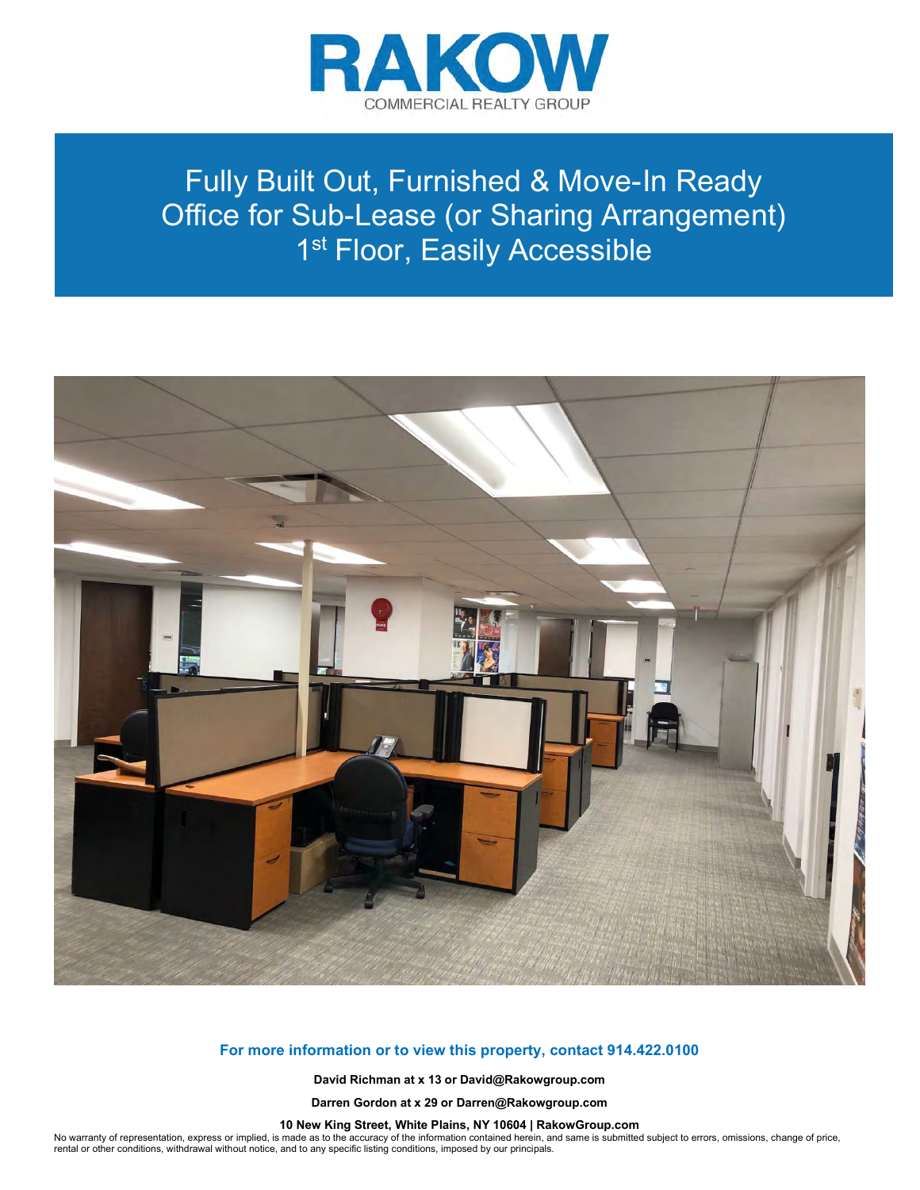RAKOW

COMMERCIAL REALTY GROUP

# Fully Built Out, Furnished & Move-In Ready Office for Sub-Lease (or Sharing Arrangement) 1st Floor, Easily Accessible

**For more information or to view this property, contact 914.422.0100**

**David Richman at x 13 or David@Rakowgroup.com**

**Darren Gordon at x 29 or Darren@Rakowgroup.com**

**10 New King Street, White Plains, NY 10604 | RakowGroup.com**

No warranty of representation, express or implied, is made as to the accuracy of the information contained herein, and same is submitted subject to errors, omissions, change of price, rental or other conditions, withdrawal without notice, and to any specific listing conditions, imposed by our principals.